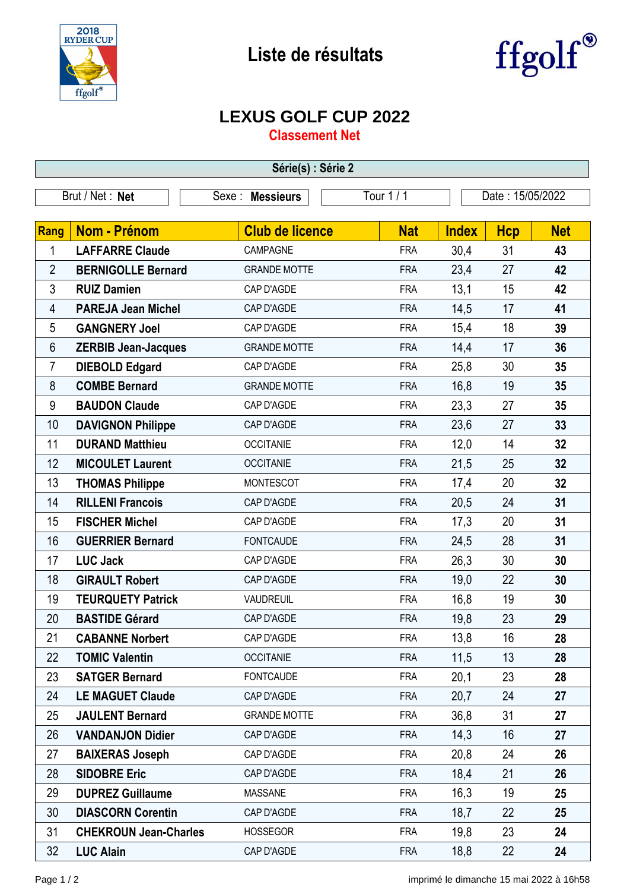# Liste de résultats

## LEXUS GOLF CUP 2022

### Classement Net

**Série(s) : Série 2**

Brut / Net : **Net** | Sexe : **Messieurs** | Tour 1 / 1 | Date : 15/05/2022

| Rang | Nom - Prénom | Club de licence | Nat | Index | Hcp | Net |
|---|---|---|---|---|---|---|
| 1 | **LAFFARRE Claude** | CAMPAGNE | FRA | 30,4 | 31 | **43** |
| 2 | **BERNIGOLLE Bernard** | GRANDE MOTTE | FRA | 23,4 | 27 | **42** |
| 3 | **RUIZ Damien** | CAP D'AGDE | FRA | 13,1 | 15 | **42** |
| 4 | **PAREJA Jean Michel** | CAP D'AGDE | FRA | 14,5 | 17 | **41** |
| 5 | **GANGNERY Joel** | CAP D'AGDE | FRA | 15,4 | 18 | **39** |
| 6 | **ZERBIB Jean-Jacques** | GRANDE MOTTE | FRA | 14,4 | 17 | **36** |
| 7 | **DIEBOLD Edgard** | CAP D'AGDE | FRA | 25,8 | 30 | **35** |
| 8 | **COMBE Bernard** | GRANDE MOTTE | FRA | 16,8 | 19 | **35** |
| 9 | **BAUDON Claude** | CAP D'AGDE | FRA | 23,3 | 27 | **35** |
| 10 | **DAVIGNON Philippe** | CAP D'AGDE | FRA | 23,6 | 27 | **33** |
| 11 | **DURAND Matthieu** | OCCITANIE | FRA | 12,0 | 14 | **32** |
| 12 | **MICOULET Laurent** | OCCITANIE | FRA | 21,5 | 25 | **32** |
| 13 | **THOMAS Philippe** | MONTESCOT | FRA | 17,4 | 20 | **32** |
| 14 | **RILLENI Francois** | CAP D'AGDE | FRA | 20,5 | 24 | **31** |
| 15 | **FISCHER Michel** | CAP D'AGDE | FRA | 17,3 | 20 | **31** |
| 16 | **GUERRIER Bernard** | FONTCAUDE | FRA | 24,5 | 28 | **31** |
| 17 | **LUC Jack** | CAP D'AGDE | FRA | 26,3 | 30 | **30** |
| 18 | **GIRAULT Robert** | CAP D'AGDE | FRA | 19,0 | 22 | **30** |
| 19 | **TEURQUETY Patrick** | VAUDREUIL | FRA | 16,8 | 19 | **30** |
| 20 | **BASTIDE Gérard** | CAP D'AGDE | FRA | 19,8 | 23 | **29** |
| 21 | **CABANNE Norbert** | CAP D'AGDE | FRA | 13,8 | 16 | **28** |
| 22 | **TOMIC Valentin** | OCCITANIE | FRA | 11,5 | 13 | **28** |
| 23 | **SATGER Bernard** | FONTCAUDE | FRA | 20,1 | 23 | **28** |
| 24 | **LE MAGUET Claude** | CAP D'AGDE | FRA | 20,7 | 24 | **27** |
| 25 | **JAULENT Bernard** | GRANDE MOTTE | FRA | 36,8 | 31 | **27** |
| 26 | **VANDANJON Didier** | CAP D'AGDE | FRA | 14,3 | 16 | **27** |
| 27 | **BAIXERAS Joseph** | CAP D'AGDE | FRA | 20,8 | 24 | **26** |
| 28 | **SIDOBRE Eric** | CAP D'AGDE | FRA | 18,4 | 21 | **26** |
| 29 | **DUPREZ Guillaume** | MASSANE | FRA | 16,3 | 19 | **25** |
| 30 | **DIASCORN Corentin** | CAP D'AGDE | FRA | 18,7 | 22 | **25** |
| 31 | **CHEKROUN Jean-Charles** | HOSSEGOR | FRA | 19,8 | 23 | **24** |
| 32 | **LUC Alain** | CAP D'AGDE | FRA | 18,8 | 22 | **24** |

imprimé le dimanche 15 mai 2022 à 16h58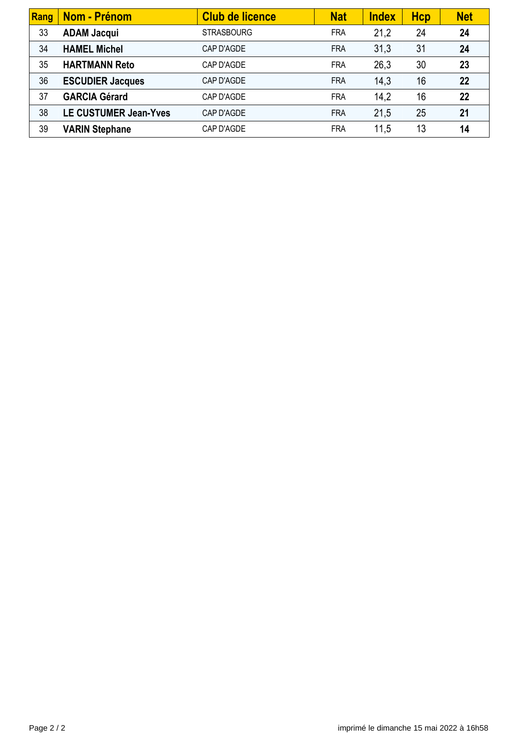| Rang | Nom - Prénom | Club de licence | Nat | Index | Hcp | Net |
|---|---|---|---|---|---|---|
| 33 | **ADAM Jacqui** | STRASBOURG | FRA | 21,2 | 24 | **24** |
| 34 | **HAMEL Michel** | CAP D'AGDE | FRA | 31,3 | 31 | **24** |
| 35 | **HARTMANN Reto** | CAP D'AGDE | FRA | 26,3 | 30 | **23** |
| 36 | **ESCUDIER Jacques** | CAP D'AGDE | FRA | 14,3 | 16 | **22** |
| 37 | **GARCIA Gérard** | CAP D'AGDE | FRA | 14,2 | 16 | **22** |
| 38 | **LE CUSTUMER Jean-Yves** | CAP D'AGDE | FRA | 21,5 | 25 | **21** |
| 39 | **VARIN Stephane** | CAP D'AGDE | FRA | 11,5 | 13 | **14** |

imprimé le dimanche 15 mai 2022 à 16h58